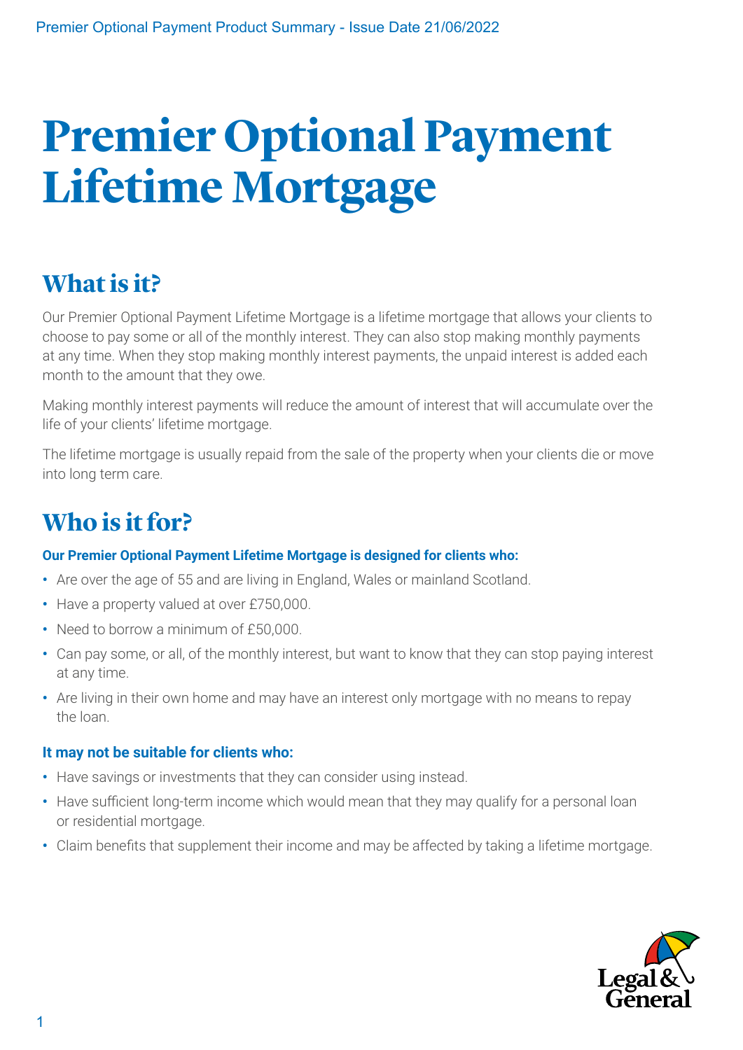# Premier Optional Payment Lifetime Mortgage

## What is it?

Our Premier Optional Payment Lifetime Mortgage is a lifetime mortgage that allows your clients to choose to pay some or all of the monthly interest. They can also stop making monthly payments at any time. When they stop making monthly interest payments, the unpaid interest is added each month to the amount that they owe.

Making monthly interest payments will reduce the amount of interest that will accumulate over the life of your clients' lifetime mortgage.

The lifetime mortgage is usually repaid from the sale of the property when your clients die or move into long term care.

## Who is it for?

**Our Premier Optional Payment Lifetime Mortgage is designed for clients who:**

- Are over the age of 55 and are living in England, Wales or mainland Scotland.
- Have a property valued at over £750,000.
- Need to borrow a minimum of £50,000.
- Can pay some, or all, of the monthly interest, but want to know that they can stop paying interest at any time.
- Are living in their own home and may have an interest only mortgage with no means to repay the loan.

**It may not be suitable for clients who:**

- Have savings or investments that they can consider using instead.
- Have sufficient long-term income which would mean that they may qualify for a personal loan or residential mortgage.
- Claim benefits that supplement their income and may be affected by taking a lifetime mortgage.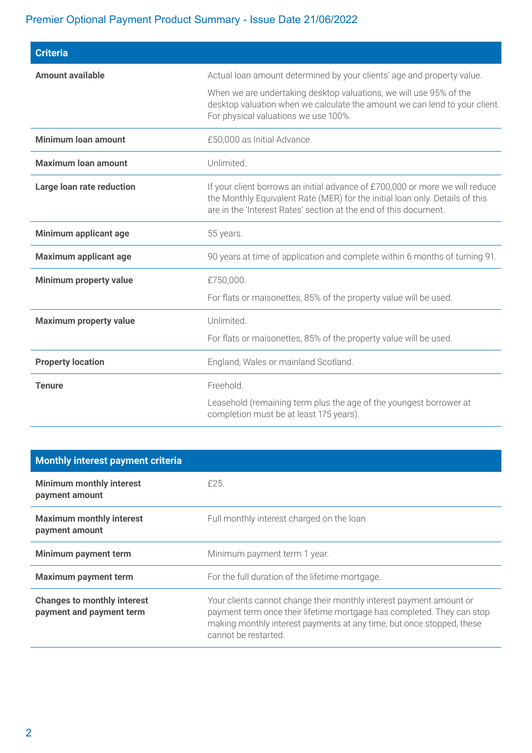# Premier Optional Payment Product Summary - Issue Date 21/06/2022

| Criteria | |
|---|---|
| **Amount available** | Actual loan amount determined by your clients' age and property value.<br><br>When we are undertaking desktop valuations, we will use 95% of the desktop valuation when we calculate the amount we can lend to your client. For physical valuations we use 100%. |
| **Minimum loan amount** | £50,000 as Initial Advance. |
| **Maximum loan amount** | Unlimited. |
| **Large loan rate reduction** | If your client borrows an initial advance of £700,000 or more we will reduce the Monthly Equivalent Rate (MER) for the initial loan only. Details of this are in the 'Interest Rates' section at the end of this document. |
| **Minimum applicant age** | 55 years. |
| **Maximum applicant age** | 90 years at time of application and complete within 6 months of turning 91. |
| **Minimum property value** | £750,000.<br><br>For flats or maisonettes, 85% of the property value will be used. |
| **Maximum property value** | Unlimited.<br><br>For flats or maisonettes, 85% of the property value will be used. |
| **Property location** | England, Wales or mainland Scotland. |
| **Tenure** | Freehold.<br><br>Leasehold (remaining term plus the age of the youngest borrower at completion must be at least 175 years). |

| Monthly interest payment criteria | |
|---|---|
| **Minimum monthly interest payment amount** | £25. |
| **Maximum monthly interest payment amount** | Full monthly interest charged on the loan. |
| **Minimum payment term** | Minimum payment term 1 year. |
| **Maximum payment term** | For the full duration of the lifetime mortgage. |
| **Changes to monthly interest payment and payment term** | Your clients cannot change their monthly interest payment amount or payment term once their lifetime mortgage has completed. They can stop making monthly interest payments at any time, but once stopped, these cannot be restarted. |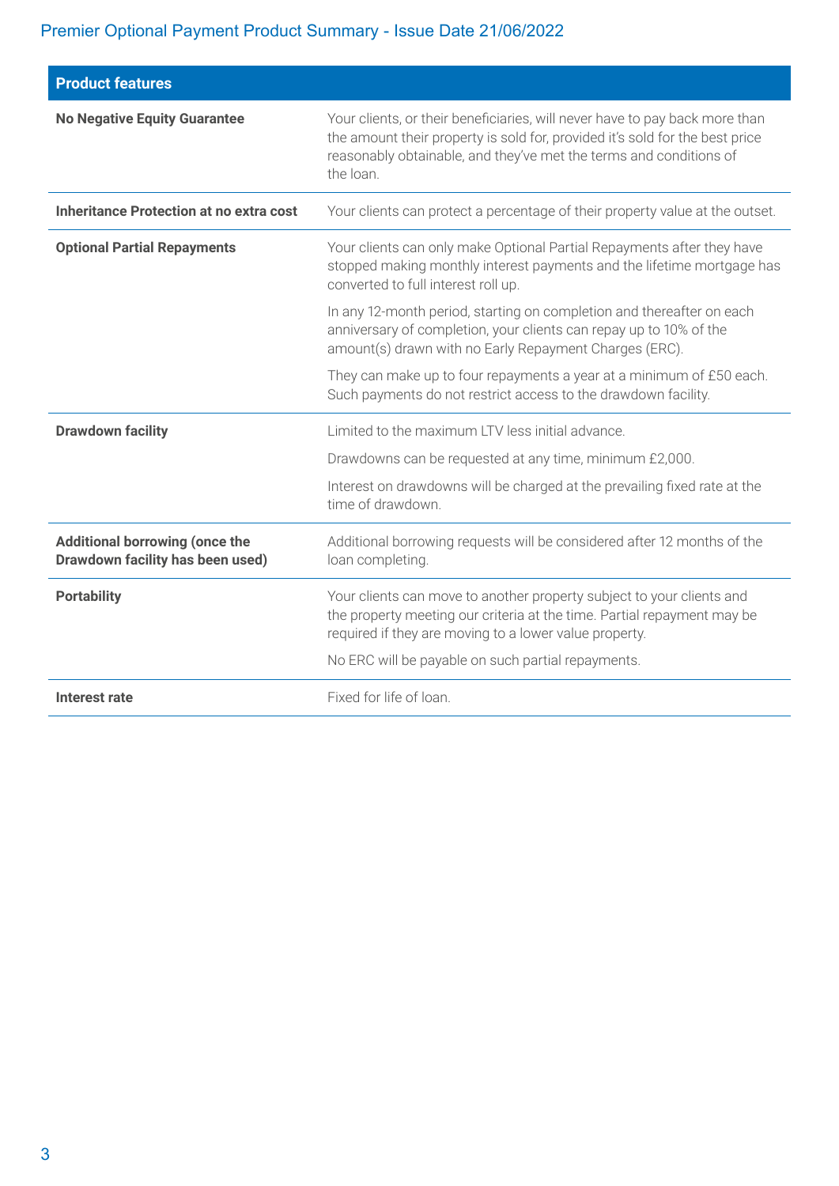Premier Optional Payment Product Summary - Issue Date 21/06/2022

| **Product features** | |
|---|---|
| **No Negative Equity Guarantee** | Your clients, or their beneficiaries, will never have to pay back more than the amount their property is sold for, provided it's sold for the best price reasonably obtainable, and they've met the terms and conditions of the loan. |
| **Inheritance Protection at no extra cost** | Your clients can protect a percentage of their property value at the outset. |
| **Optional Partial Repayments** | Your clients can only make Optional Partial Repayments after they have stopped making monthly interest payments and the lifetime mortgage has converted to full interest roll up.<br><br>In any 12-month period, starting on completion and thereafter on each anniversary of completion, your clients can repay up to 10% of the amount(s) drawn with no Early Repayment Charges (ERC).<br><br>They can make up to four repayments a year at a minimum of £50 each. Such payments do not restrict access to the drawdown facility. |
| **Drawdown facility** | Limited to the maximum LTV less initial advance.<br><br>Drawdowns can be requested at any time, minimum £2,000.<br><br>Interest on drawdowns will be charged at the prevailing fixed rate at the time of drawdown. |
| **Additional borrowing (once the Drawdown facility has been used)** | Additional borrowing requests will be considered after 12 months of the loan completing. |
| **Portability** | Your clients can move to another property subject to your clients and the property meeting our criteria at the time. Partial repayment may be required if they are moving to a lower value property.<br><br>No ERC will be payable on such partial repayments. |
| **Interest rate** | Fixed for life of loan. |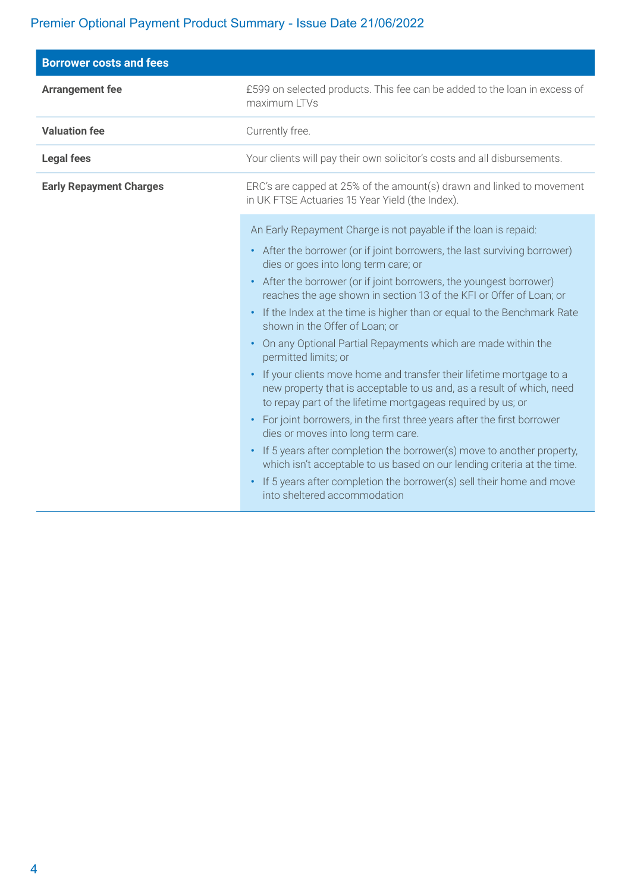Premier Optional Payment Product Summary - Issue Date 21/06/2022

| Borrower costs and fees | |
|---|---|
| **Arrangement fee** | £599 on selected products. This fee can be added to the loan in excess of maximum LTVs |
| **Valuation fee** | Currently free. |
| **Legal fees** | Your clients will pay their own solicitor's costs and all disbursements. |
| **Early Repayment Charges** | ERC's are capped at 25% of the amount(s) drawn and linked to movement in UK FTSE Actuaries 15 Year Yield (the Index).<br><br>An Early Repayment Charge is not payable if the loan is repaid:<br>• After the borrower (or if joint borrowers, the last surviving borrower) dies or goes into long term care; or<br>• After the borrower (or if joint borrowers, the youngest borrower) reaches the age shown in section 13 of the KFI or Offer of Loan; or<br>• If the Index at the time is higher than or equal to the Benchmark Rate shown in the Offer of Loan; or<br>• On any Optional Partial Repayments which are made within the permitted limits; or<br>• If your clients move home and transfer their lifetime mortgage to a new property that is acceptable to us and, as a result of which, need to repay part of the lifetime mortgageas required by us; or<br>• For joint borrowers, in the first three years after the first borrower dies or moves into long term care.<br>• If 5 years after completion the borrower(s) move to another property, which isn't acceptable to us based on our lending criteria at the time.<br>• If 5 years after completion the borrower(s) sell their home and move into sheltered accommodation |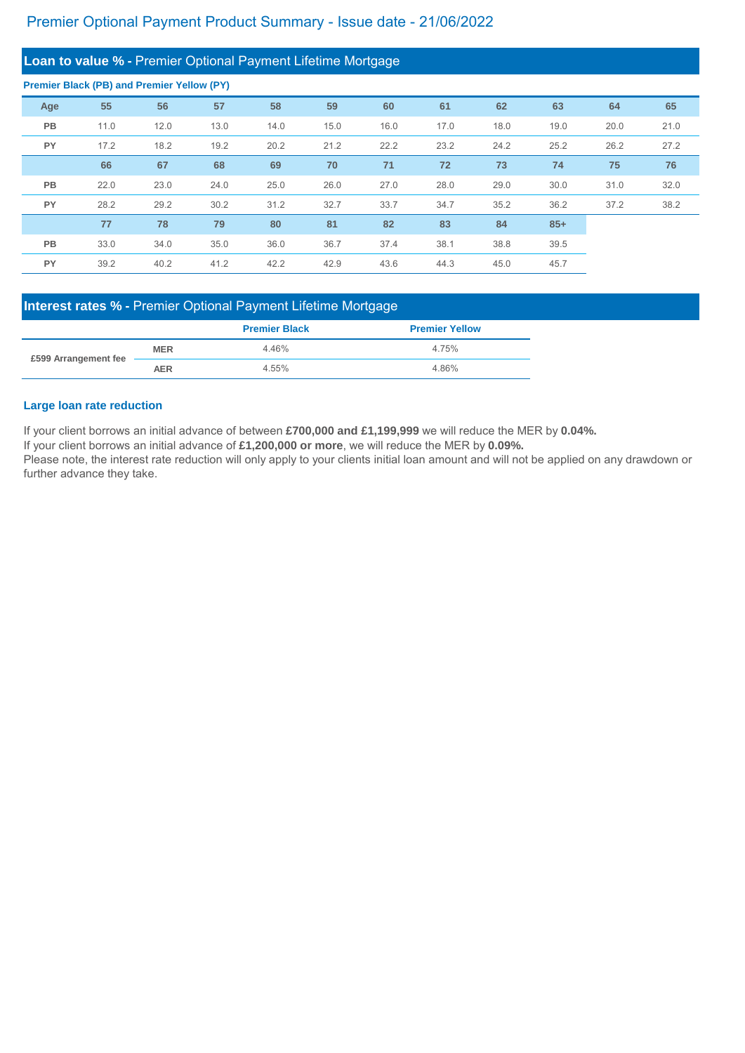# Premier Optional Payment Product Summary - Issue date - 21/06/2022

## Loan to value % - Premier Optional Payment Lifetime Mortgage

**Premier Black (PB) and Premier Yellow (PY)**

| Age | 55 | 56 | 57 | 58 | 59 | 60 | 61 | 62 | 63 | 64 | 65 |
|---|---|---|---|---|---|---|---|---|---|---|---|
| PB | 11.0 | 12.0 | 13.0 | 14.0 | 15.0 | 16.0 | 17.0 | 18.0 | 19.0 | 20.0 | 21.0 |
| PY | 17.2 | 18.2 | 19.2 | 20.2 | 21.2 | 22.2 | 23.2 | 24.2 | 25.2 | 26.2 | 27.2 |
| | **66** | **67** | **68** | **69** | **70** | **71** | **72** | **73** | **74** | **75** | **76** |
| PB | 22.0 | 23.0 | 24.0 | 25.0 | 26.0 | 27.0 | 28.0 | 29.0 | 30.0 | 31.0 | 32.0 |
| PY | 28.2 | 29.2 | 30.2 | 31.2 | 32.7 | 33.7 | 34.7 | 35.2 | 36.2 | 37.2 | 38.2 |
| | **77** | **78** | **79** | **80** | **81** | **82** | **83** | **84** | **85+** | | |
| PB | 33.0 | 34.0 | 35.0 | 36.0 | 36.7 | 37.4 | 38.1 | 38.8 | 39.5 | | |
| PY | 39.2 | 40.2 | 41.2 | 42.2 | 42.9 | 43.6 | 44.3 | 45.0 | 45.7 | | |

## Interest rates % - Premier Optional Payment Lifetime Mortgage

| | | Premier Black | Premier Yellow |
|---|---|---|---|
| £599 Arrangement fee | MER | 4.46% | 4.75% |
| | AER | 4.55% | 4.86% |

### Large loan rate reduction

If your client borrows an initial advance of between **£700,000 and £1,199,999** we will reduce the MER by **0.04%.**
If your client borrows an initial advance of **£1,200,000 or more**, we will reduce the MER by **0.09%.**
Please note, the interest rate reduction will only apply to your clients initial loan amount and will not be applied on any drawdown or further advance they take.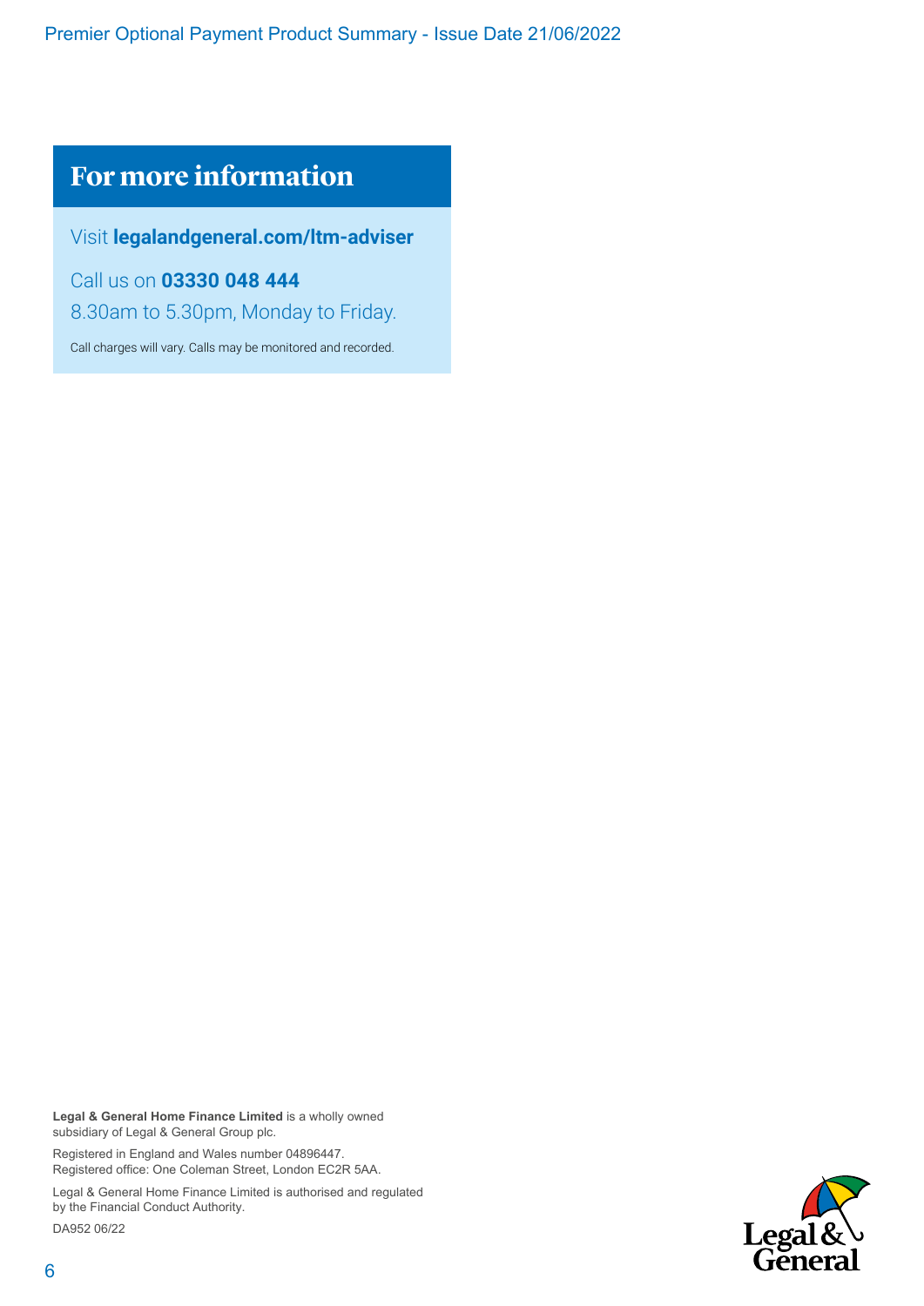## For more information

Visit **legalandgeneral.com/ltm-adviser**

Call us on **03330 048 444**

8.30am to 5.30pm, Monday to Friday.

Call charges will vary. Calls may be monitored and recorded.

**Legal & General Home Finance Limited** is a wholly owned subsidiary of Legal & General Group plc.

Registered in England and Wales number 04896447.
Registered office: One Coleman Street, London EC2R 5AA.

Legal & General Home Finance Limited is authorised and regulated by the Financial Conduct Authority.

DA952 06/22